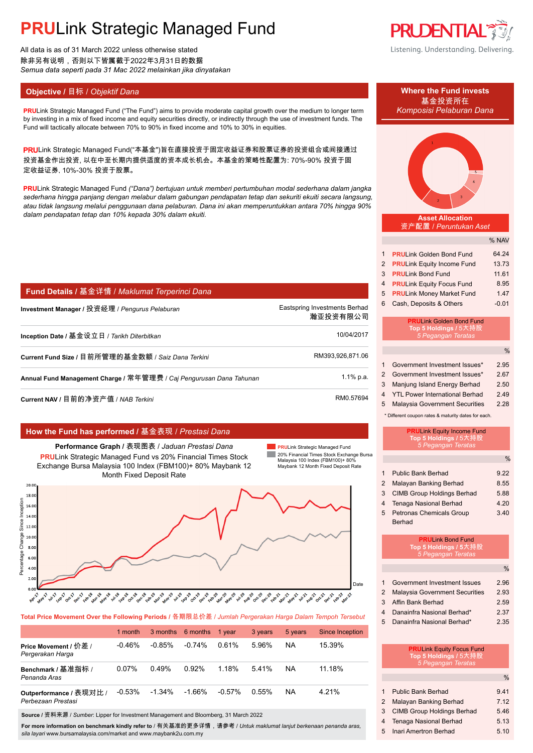# PRULink Strategic Managed Fund

All data is as of 31 March 2022 unless otherwise stated
除非另有说明，否则以下皆属截于2022年3月31日的数据
*Semua data seperti pada 31 Mac 2022 melainkan jika dinyatakan*

## Objective / 目标 / *Objektif Dana*

**PRU**Link Strategic Managed Fund ("The Fund") aims to provide moderate capital growth over the medium to longer term by investing in a mix of fixed income and equity securities directly, or indirectly through the use of investment funds. The Fund will tactically allocate between 70% to 90% in fixed income and 10% to 30% in equities.

**PRU**Link Strategic Managed Fund("本基金")旨在直接投资于固定收益证券和股票证券的投资组合或间接通过投资基金作出投资, 以在中至长期内提供适度的资本成长机会。本基金的策略性配置为: 70%-90% 投资于固定收益证券, 10%-30% 投资于股票。

***PRU**Link Strategic Managed Fund ("Dana") bertujuan untuk memberi pertumbuhan modal sederhana dalam jangka sederhana hingga panjang dengan melabur dalam gabungan pendapatan tetap dan sekuriti ekuiti secara langsung, atau tidak langsung melalui penggunaan dana pelaburan. Dana ini akan memperuntukkan antara 70% hingga 90% dalam pendapatan tetap dan 10% kepada 30% dalam ekuiti.*

## Fund Details / 基金详情 / *Maklumat Terperinci Dana*

| | |
|---|---|
| **Investment Manager** / 投资经理 / *Pengurus Pelaburan* | Eastspring Investments Berhad 瀚亚投资有限公司 |
| **Inception Date** / 基金设立日 / *Tarikh Diterbitkan* | 10/04/2017 |
| **Current Fund Size** / 目前所管理的基金数额 / *Saiz Dana Terkini* | RM393,926,871.06 |
| **Annual Fund Management Charge** / 常年管理费 / *Caj Pengurusan Dana Tahunan* | 1.1% p.a. |
| **Current NAV** / 目前的净资产值 / *NAB Terkini* | RM0.57694 |

## How the Fund has performed / 基金表现 / *Prestasi Dana*

**Performance Graph** / 表现图表 / *Jaduan Prestasi Dana*

**PRU**Link Strategic Managed Fund vs 20% Financial Times Stock Exchange Bursa Malaysia 100 Index (FBM100)+ 80% Maybank 12 Month Fixed Deposit Rate

**Total Price Movement Over the Following Periods** / 各期限总价差 / *Jumlah Pergerakan Harga Dalam Tempoh Tersebut*

| | 1 month | 3 months | 6 months | 1 year | 3 years | 5 years | Since Inception |
|---|---|---|---|---|---|---|---|
| **Price Movement** / 价差 / *Pergerakan Harga* | -0.46% | -0.85% | -0.74% | 0.61% | 5.96% | NA | 15.39% |
| **Benchmark** / 基准指标 / *Penanda Aras* | 0.07% | 0.49% | 0.92% | 1.18% | 5.41% | NA | 11.18% |
| **Outperformance** / 表现对比 / *Perbezaan Prestasi* | -0.53% | -1.34% | -1.66% | -0.57% | 0.55% | NA | 4.21% |

**Source** / 资料来源 / *Sumber*: Lipper for Investment Management and Bloomberg, 31 March 2022

**For more information on benchmark kindly refer to** / 有关基准的更多详情，请参考 / *Untuk maklumat lanjut berkenaan penanda aras, sila layari* www.bursamalaysia.com/market and www.maybank2u.com.my

## Where the Fund invests / 基金投资所在 / *Komposisi Pelaburan Dana*

**Asset Allocation** / 资产配置 / *Peruntukan Aset*

| | | % NAV |
|---|---|---|
| 1 | **PRU**Link Golden Bond Fund | 64.24 |
| 2 | **PRU**Link Equity Income Fund | 13.73 |
| 3 | **PRU**Link Bond Fund | 11.61 |
| 4 | **PRU**Link Equity Focus Fund | 8.95 |
| 5 | **PRU**Link Money Market Fund | 1.47 |
| 6 | Cash, Deposits & Others | -0.01 |

**PRU**Link Golden Bond Fund
**Top 5 Holdings** / 5大持股 / *5 Pegangan Teratas*

| | | % |
|---|---|---|
| 1 | Government Investment Issues* | 2.95 |
| 2 | Government Investment Issues* | 2.67 |
| 3 | Manjung Island Energy Berhad | 2.50 |
| 4 | YTL Power International Berhad | 2.49 |
| 5 | Malaysia Government Securities | 2.28 |

\* Different coupon rates & maturity dates for each.

**PRU**Link Equity Income Fund
**Top 5 Holdings** / 5大持股 / *5 Pegangan Teratas*

| | | % |
|---|---|---|
| 1 | Public Bank Berhad | 9.22 |
| 2 | Malayan Banking Berhad | 8.55 |
| 3 | CIMB Group Holdings Berhad | 5.88 |
| 4 | Tenaga Nasional Berhad | 4.20 |
| 5 | Petronas Chemicals Group Berhad | 3.40 |

**PRU**Link Bond Fund
**Top 5 Holdings** / 5大持股 / *5 Pegangan Teratas*

| | | % |
|---|---|---|
| 1 | Government Investment Issues | 2.96 |
| 2 | Malaysia Government Securities | 2.93 |
| 3 | Affin Bank Berhad | 2.59 |
| 4 | Danainfra Nasional Berhad* | 2.37 |
| 5 | Danainfra Nasional Berhad* | 2.35 |

**PRU**Link Equity Focus Fund
**Top 5 Holdings** / 5大持股 / *5 Pegangan Teratas*

| | | % |
|---|---|---|
| 1 | Public Bank Berhad | 9.41 |
| 2 | Malayan Banking Berhad | 7.12 |
| 3 | CIMB Group Holdings Berhad | 5.46 |
| 4 | Tenaga Nasional Berhad | 5.13 |
| 5 | Inari Amertron Berhad | 5.10 |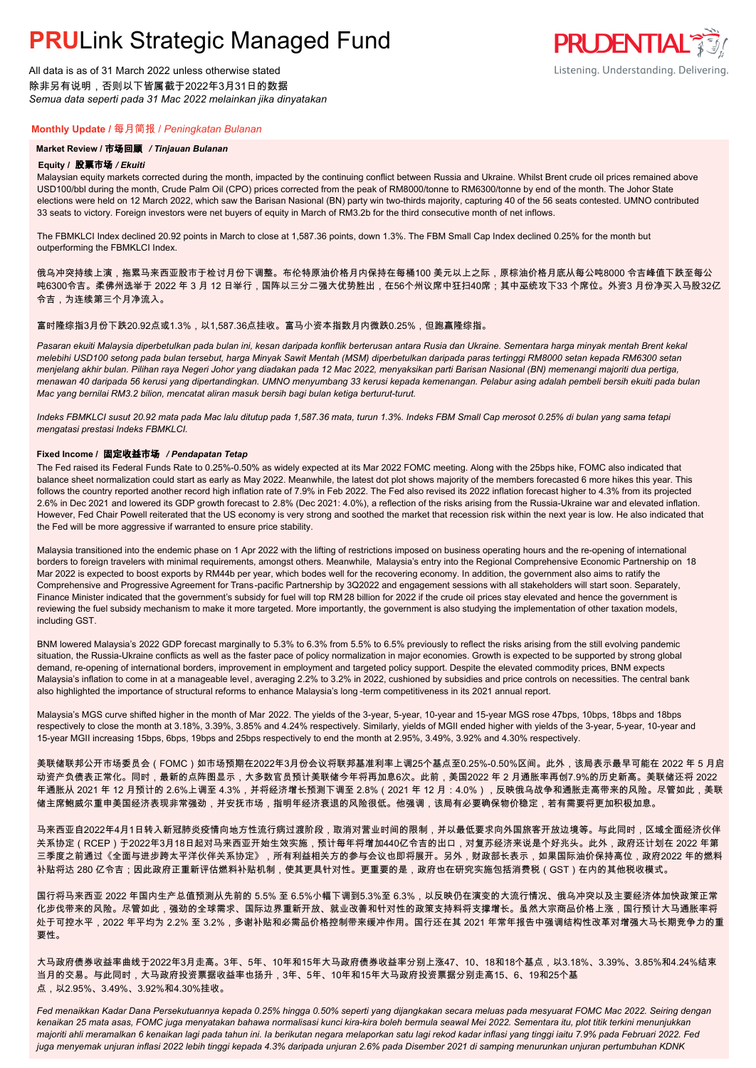# PRULink Strategic Managed Fund

All data is as of 31 March 2022 unless otherwise stated
除非另有说明，否则以下皆属截于2022年3月31日的数据
*Semua data seperti pada 31 Mac 2022 melainkan jika dinyatakan*

PRUDENTIAL
Listening. Understanding. Delivering.

## Monthly Update / 每月简报 / *Peningkatan Bulanan*

### Market Review / 市场回顾 / *Tinjauan Bulanan*

#### Equity / 股票市场 / *Ekuiti*

Malaysian equity markets corrected during the month, impacted by the continuing conflict between Russia and Ukraine. Whilst Brent crude oil prices remained above USD100/bbl during the month, Crude Palm Oil (CPO) prices corrected from the peak of RM8000/tonne to RM6300/tonne by end of the month. The Johor State elections were held on 12 March 2022, which saw the Barisan Nasional (BN) party win two-thirds majority, capturing 40 of the 56 seats contested. UMNO contributed 33 seats to victory. Foreign investors were net buyers of equity in March of RM3.2b for the third consecutive month of net inflows.

The FBMKLCI Index declined 20.92 points in March to close at 1,587.36 points, down 1.3%. The FBM Small Cap Index declined 0.25% for the month but outperforming the FBMKLCI Index.

俄乌冲突持续上演，拖累马来西亚股市于检讨月份下调整。布伦特原油价格月内保持在每桶100 美元以上之际，原棕油价格月底从每公吨8000 令吉峰值下跌至每公吨6300令吉。柔佛州选举于 2022 年 3 月 12 日举行，国阵以三分二强大优势胜出，在56个州议席中狂扫40席；其中巫统攻下33 个席位。外资3 月份净买入马股32亿令吉，为连续第三个月净流入。

富时隆综指3月份下跌20.92点或1.3%，以1,587.36点挂收。富马小资本指数月内微跌0.25%，但跑赢隆综指。

*Pasaran ekuiti Malaysia diperbetulkan pada bulan ini, kesan daripada konflik berterusan antara Rusia dan Ukraine. Sementara harga minyak mentah Brent kekal melebihi USD100 setong pada bulan tersebut, harga Minyak Sawit Mentah (MSM) diperbetulkan daripada paras tertinggi RM8000 setan kepada RM6300 setan menjelang akhir bulan. Pilihan raya Negeri Johor yang diadakan pada 12 Mac 2022, menyaksikan parti Barisan Nasional (BN) memenangi majoriti dua pertiga, menawan 40 daripada 56 kerusi yang dipertandingkan. UMNO menyumbang 33 kerusi kepada kemenangan. Pelabur asing adalah pembeli bersih ekuiti pada bulan Mac yang bernilai RM3.2 bilion, mencatat aliran masuk bersih bagi bulan ketiga berturut-turut.*

*Indeks FBMKLCI susut 20.92 mata pada Mac lalu ditutup pada 1,587.36 mata, turun 1.3%. Indeks FBM Small Cap merosot 0.25% di bulan yang sama tetapi mengatasi prestasi Indeks FBMKLCI.*

#### Fixed Income / 固定收益市场 / *Pendapatan Tetap*

The Fed raised its Federal Funds Rate to 0.25%-0.50% as widely expected at its Mar 2022 FOMC meeting. Along with the 25bps hike, FOMC also indicated that balance sheet normalization could start as early as May 2022. Meanwhile, the latest dot plot shows majority of the members forecasted 6 more hikes this year. This follows the country reported another record high inflation rate of 7.9% in Feb 2022. The Fed also revised its 2022 inflation forecast higher to 4.3% from its projected 2.6% in Dec 2021 and lowered its GDP growth forecast to 2.8% (Dec 2021: 4.0%), a reflection of the risks arising from the Russia-Ukraine war and elevated inflation. However, Fed Chair Powell reiterated that the US economy is very strong and soothed the market that recession risk within the next year is low. He also indicated that the Fed will be more aggressive if warranted to ensure price stability.

Malaysia transitioned into the endemic phase on 1 Apr 2022 with the lifting of restrictions imposed on business operating hours and the re-opening of international borders to foreign travelers with minimal requirements, amongst others. Meanwhile, Malaysia's entry into the Regional Comprehensive Economic Partnership on 18 Mar 2022 is expected to boost exports by RM44b per year, which bodes well for the recovering economy. In addition, the government also aims to ratify the Comprehensive and Progressive Agreement for Trans-pacific Partnership by 3Q2022 and engagement sessions with all stakeholders will start soon. Separately, Finance Minister indicated that the government's subsidy for fuel will top RM 28 billion for 2022 if the crude oil prices stay elevated and hence the government is reviewing the fuel subsidy mechanism to make it more targeted. More importantly, the government is also studying the implementation of other taxation models, including GST.

BNM lowered Malaysia's 2022 GDP forecast marginally to 5.3% to 6.3% from 5.5% to 6.5% previously to reflect the risks arising from the still evolving pandemic situation, the Russia-Ukraine conflicts as well as the faster pace of policy normalization in major economies. Growth is expected to be supported by strong global demand, re-opening of international borders, improvement in employment and targeted policy support. Despite the elevated commodity prices, BNM expects Malaysia's inflation to come in at a manageable level, averaging 2.2% to 3.2% in 2022, cushioned by subsidies and price controls on necessities. The central bank also highlighted the importance of structural reforms to enhance Malaysia's long -term competitiveness in its 2021 annual report.

Malaysia's MGS curve shifted higher in the month of Mar 2022. The yields of the 3-year, 5-year, 10-year and 15-year MGS rose 47bps, 10bps, 18bps and 18bps respectively to close the month at 3.18%, 3.39%, 3.85% and 4.24% respectively. Similarly, yields of MGII ended higher with yields of the 3-year, 5-year, 10-year and 15-year MGII increasing 15bps, 6bps, 19bps and 25bps respectively to end the month at 2.95%, 3.49%, 3.92% and 4.30% respectively.

美联储联邦公开市场委员会（FOMC）如市场预期在2022年3月份会议将联邦基准利率上调25个基点至0.25%-0.50%区间。此外，该局表示最早可能在 2022 年 5 月启动资产负债表正常化。同时，最新的点阵图显示，大多数官员预计美联储今年将再加息6次。此前，美国2022 年 2 月通胀率再创7.9%的历史新高。美联储还将 2022 年通胀从 2021 年 12 月预计的 2.6%上调至 4.3%，并将经济增长预测下调至 2.8%（2021 年 12 月：4.0%），反映俄乌战争和通胀走高带来的风险。尽管如此，美联储主席鲍威尔重申美国经济表现非常强劲，并安抚市场，指明年经济衰退的风险很低。他强调，该局有必要确保物价稳定，若有需要将更加积极加息。

马来西亚自2022年4月1日转入新冠肺炎疫情向地方性流行病过渡阶段，取消对营业时间的限制，并以最低要求向外国旅客开放边境等。与此同时，区域全面经济伙伴关系协定（RCEP）于2022年3月18日起对马来西亚开始生效实施，预计每年将增加440亿令吉的出口，对复苏经济来说是个好兆头。此外，政府还计划在 2022 年第三季度之前通过《全面与进步跨太平洋伙伴关系协定》，所有利益相关方的参与会议也即将展开。另外，财政部长表示，如果国际油价保持高位，政府2022 年的燃料补贴将达 280 亿令吉；因此政府正重新评估燃料补贴机制，使其更具针对性。更重要的是，政府也在研究实施包括消费税（GST）在内的其他税收模式。

国行将马来西亚 2022 年国内生产总值预测从先前的 5.5% 至 6.5%小幅下调到5.3%至 6.3%，以反映仍在演变的大流行情况、俄乌冲突以及主要经济体加快政策正常化步伐带来的风险。尽管如此，强劲的全球需求、国际边界重新开放、就业改善和针对性的政策支持料将支撑增长。虽然大宗商品价格上涨，国行预计大马通胀率将处于可控水平，2022 年平均为 2.2% 至 3.2%，多谢补贴和必需品价格控制带来缓冲作用。国行还在其 2021 年常年报告中强调结构性改革对增强大马长期竞争力的重要性。

大马政府债券收益率曲线于2022年3月走高。3年、5年、10年和15年大马政府债券收益率分别上涨47、10、18和18个基点，以3.18%、3.39%、3.85%和4.24%结束当月的交易。与此同时，大马政府投资票据收益率也扬升，3年、5年、10年和15年大马政府投资票据分别走高15、6、19和25个基点，以2.95%、3.49%、3.92%和4.30%挂收。

*Fed menaikkan Kadar Dana Persekutuannya kepada 0.25% hingga 0.50% seperti yang dijangkakan secara meluas pada mesyuarat FOMC Mac 2022. Seiring dengan kenaikan 25 mata asas, FOMC juga menyatakan bahawa normalisasi kunci kira-kira boleh bermula seawal Mei 2022. Sementara itu, plot titik terkini menunjukkan majoriti ahli meramalkan 6 kenaikan lagi pada tahun ini. Ia berikutan negara melaporkan satu lagi rekod kadar inflasi yang tinggi iaitu 7.9% pada Februari 2022. Fed juga menyemak unjuran inflasi 2022 lebih tinggi kepada 4.3% daripada unjuran 2.6% pada Disember 2021 di samping menurunkan unjuran pertumbuhan KDNK*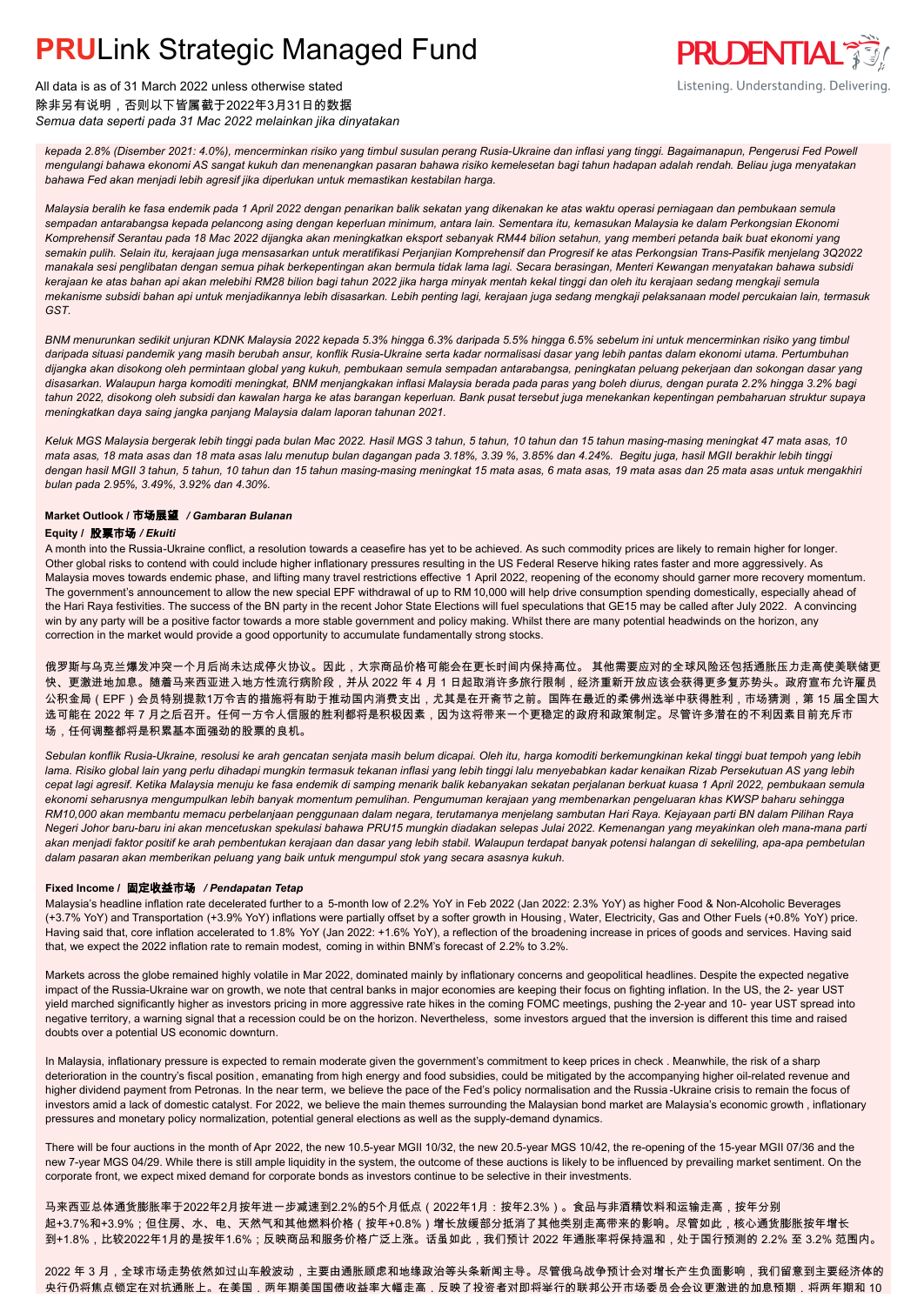*kepada 2.8% (Disember 2021: 4.0%), mencerminkan risiko yang timbul susulan perang Rusia-Ukraine dan inflasi yang tinggi. Bagaimanapun, Pengerusi Fed Powell mengulangi bahawa ekonomi AS sangat kukuh dan menenangkan pasaran bahawa risiko kemelesetan bagi tahun hadapan adalah rendah. Beliau juga menyatakan bahawa Fed akan menjadi lebih agresif jika diperlukan untuk memastikan kestabilan harga.*

*Malaysia beralih ke fasa endemik pada 1 April 2022 dengan penarikan balik sekatan yang dikenakan ke atas waktu operasi perniagaan dan pembukaan semula sempadan antarabangsa kepada pelancong asing dengan keperluan minimum, antara lain. Sementara itu, kemasukan Malaysia ke dalam Perkongsian Ekonomi Komprehensif Serantau pada 18 Mac 2022 dijangka akan meningkatkan eksport sebanyak RM44 bilion setahun, yang memberi petanda baik buat ekonomi yang semakin pulih. Selain itu, kerajaan juga mensasarkan untuk meratifikasi Perjanjian Komprehensif dan Progresif ke atas Perkongsian Trans-Pasifik menjelang 3Q2022 manakala sesi penglibatan dengan semua pihak berkepentingan akan bermula tidak lama lagi. Secara berasingan, Menteri Kewangan menyatakan bahawa subsidi kerajaan ke atas bahan api akan melebihi RM28 bilion bagi tahun 2022 jika harga minyak mentah kekal tinggi dan oleh itu kerajaan sedang mengkaji semula mekanisme subsidi bahan api untuk menjadikannya lebih disasarkan. Lebih penting lagi, kerajaan juga sedang mengkaji pelaksanaan model percukaian lain, termasuk GST.*

*BNM menurunkan sedikit unjuran KDNK Malaysia 2022 kepada 5.3% hingga 6.3% daripada 5.5% hingga 6.5% sebelum ini untuk mencerminkan risiko yang timbul daripada situasi pandemik yang masih berubah ansur, konflik Rusia-Ukraine serta kadar normalisasi dasar yang lebih pantas dalam ekonomi utama. Pertumbuhan dijangka akan disokong oleh permintaan global yang kukuh, pembukaan semula sempadan antarabangsa, peningkatan peluang pekerjaan dan sokongan dasar yang disasarkan. Walaupun harga komoditi meningkat, BNM menjangkakan inflasi Malaysia berada pada paras yang boleh diurus, dengan purata 2.2% hingga 3.2% bagi tahun 2022, disokong oleh subsidi dan kawalan harga ke atas barangan keperluan. Bank pusat tersebut juga menekankan kepentingan pembaharuan struktur supaya meningkatkan daya saing jangka panjang Malaysia dalam laporan tahunan 2021.*

*Keluk MGS Malaysia bergerak lebih tinggi pada bulan Mac 2022. Hasil MGS 3 tahun, 5 tahun, 10 tahun dan 15 tahun masing-masing meningkat 47 mata asas, 10 mata asas, 18 mata asas dan 18 mata asas lalu menutup bulan dagangan pada 3.18%, 3.39 %, 3.85% dan 4.24%. Begitu juga, hasil MGII berakhir lebih tinggi dengan hasil MGII 3 tahun, 5 tahun, 10 tahun dan 15 tahun masing-masing meningkat 15 mata asas, 6 mata asas, 19 mata asas dan 25 mata asas untuk mengakhiri bulan pada 2.95%, 3.49%, 3.92% dan 4.30%.*

### Market Outlook / 市场展望 / *Gambaran Bulanan*

#### Equity / 股票市场 / *Ekuiti*

A month into the Russia-Ukraine conflict, a resolution towards a ceasefire has yet to be achieved. As such commodity prices are likely to remain higher for longer. Other global risks to contend with could include higher inflationary pressures resulting in the US Federal Reserve hiking rates faster and more aggressively. As Malaysia moves towards endemic phase, and lifting many travel restrictions effective 1 April 2022, reopening of the economy should garner more recovery momentum. The government's announcement to allow the new special EPF withdrawal of up to RM 10,000 will help drive consumption spending domestically, especially ahead of the Hari Raya festivities. The success of the BN party in the recent Johor State Elections will fuel speculations that GE15 may be called after July 2022. A convincing win by any party will be a positive factor towards a more stable government and policy making. Whilst there are many potential headwinds on the horizon, any correction in the market would provide a good opportunity to accumulate fundamentally strong equities.

俄罗斯与乌克兰爆发冲突一个月后尚未达成停火协议。因此，大宗商品价格可能会在更长时间内保持高位。 其他需要应对的全球风险还包括通胀压力走高使美联储更快、更激进地加息。随着马来西亚进入地方性流行病阶段，并从 2022 年 4 月 1 日起取消许多旅行限制，经济重新开放应该会获得更多复苏势头。政府宣布允许雇员公积金局（EPF）会员特别提款1万令吉的措施将有助于推动国内消费支出，尤其是在开斋节之前。国阵在最近的柔佛州选举中获得胜利，市场猜测，第 15 届全国大选可能在 2022 年 7 月之后召开。任何一方令人信服的胜利都将是积极因素，因为这将带来一个更稳定的政府和政策制定。尽管许多潜在的不利因素目前充斥市场，任何调整都将是积累基本面强劲的股票的良机。

*Sebulan konflik Rusia-Ukraine, resolusi ke arah gencatan senjata masih belum dicapai. Oleh itu, harga komoditi berkemungkinan kekal tinggi buat tempoh yang lebih lama. Risiko global lain yang perlu dihadapi mungkin termasuk tekanan inflasi yang lebih tinggi lalu menyebabkan kadar kenaikan Rizab Persekutuan AS yang lebih cepat lagi agresif. Ketika Malaysia menuju ke fasa endemik di samping menarik balik kebanyakan sekatan perjalanan berkuat kuasa 1 April 2022, pembukaan semula ekonomi seharusnya mengumpulkan lebih banyak momentum pemulihan. Pengumuman kerajaan yang membenarkan pengeluaran khas KWSP baharu sehingga RM10,000 akan membantu memacu perbelanjaan penggunaan dalam negara, terutamanya menjelang sambutan Hari Raya. Kejayaan parti BN dalam Pilihan Raya Negeri Johor baru-baru ini akan mencetuskan spekulasi bahawa PRU15 mungkin diadakan selepas Julai 2022. Kemenangan yang meyakinkan oleh mana-mana parti akan menjadi faktor positif ke arah pembentukan kerajaan dan dasar yang lebih stabil. Walaupun terdapat banyak potensi halangan di sekeliling, apa-apa pembetulan dalam pasaran akan memberikan peluang yang baik untuk mengumpul stok yang secara asasnya kukuh.*

#### Fixed Income / 固定收益市场 / *Pendapatan Tetap*

Malaysia's headline inflation rate decelerated further to a 5-month low of 2.2% YoY in Feb 2022 (Jan 2022: 2.3% YoY) as higher Food & Non-Alcoholic Beverages (+3.7% YoY) and Transportation (+3.9% YoY) inflations were partially offset by a softer growth in Housing, Water, Electricity, Gas and Other Fuels (+0.8% YoY) price. Having said that, core inflation accelerated to 1.8% YoY (Jan 2022: +1.6% YoY), a reflection of the broadening increase in prices of goods and services. Having said that, we expect the 2022 inflation rate to remain modest, coming in within BNM's forecast of 2.2% to 3.2%.

Markets across the globe remained highly volatile in Mar 2022, dominated mainly by inflationary concerns and geopolitical headlines. Despite the expected negative impact of the Russia-Ukraine war on growth, we note that central banks in major economies are keeping their focus on fighting inflation. In the US, the 2- year UST yield marched significantly higher as investors pricing in more aggressive rate hikes in the coming FOMC meetings, pushing the 2-year and 10- year UST spread into negative territory, a warning signal that a recession could be on the horizon. Nevertheless, some investors argued that the inversion is different this time and raised doubts over a potential US economic downturn.

In Malaysia, inflationary pressure is expected to remain moderate given the government's commitment to keep prices in check . Meanwhile, the risk of a sharp deterioration in the country's fiscal position, emanating from high energy and food subsidies, could be mitigated by the accompanying higher oil-related revenue and higher dividend payment from Petronas. In the near term, we believe the pace of the Fed's policy normalisation and the Russia -Ukraine crisis to remain the focus of investors amid a lack of domestic catalyst. For 2022, we believe the main themes surrounding the Malaysian bond market are Malaysia's economic growth , inflationary pressures and monetary policy normalization, potential general elections as well as the supply-demand dynamics.

There will be four auctions in the month of Apr 2022, the new 10.5-year MGII 10/32, the new 20.5-year MGS 10/42, the re-opening of the 15-year MGII 07/36 and the new 7-year MGS 04/29. While there is still ample liquidity in the system, the outcome of these auctions is likely to be influenced by prevailing market sentiment. On the corporate front, we expect mixed demand for corporate bonds as investors continue to be selective in their investments.

马来西亚总体通货膨胀率于2022年2月按年进一步减速到2.2%的5个月低点（2022年1月：按年2.3%）。食品与非酒精饮料和运输走高，按年分别起+3.7%和+3.9%；但住房、水、电、天然气和其他燃料价格（按年+0.8%）增长放缓部分抵消了其他类别走高带来的影响。尽管如此，核心通货膨胀按年增长到+1.8%，比较2022年1月的是按年1.6%；反映商品和服务价格广泛上涨。话虽如此，我们预计 2022 年通胀率将保持温和，处于国行预测的 2.2% 至 3.2% 范围内。

2022 年 3 月，全球市场走势依然如过山车般波动，主要由通胀顾虑和地缘政治等头条新闻主导。尽管俄乌战争预计会对增长产生负面影响，我们留意到主要经济体的央行仍将焦点锁定在对抗通胀上。在美国，两年期美国国债收益率大幅走高，反映了投资者对即将举行的联邦公开市场委员会会议更激进的加息预期，将两年期和 10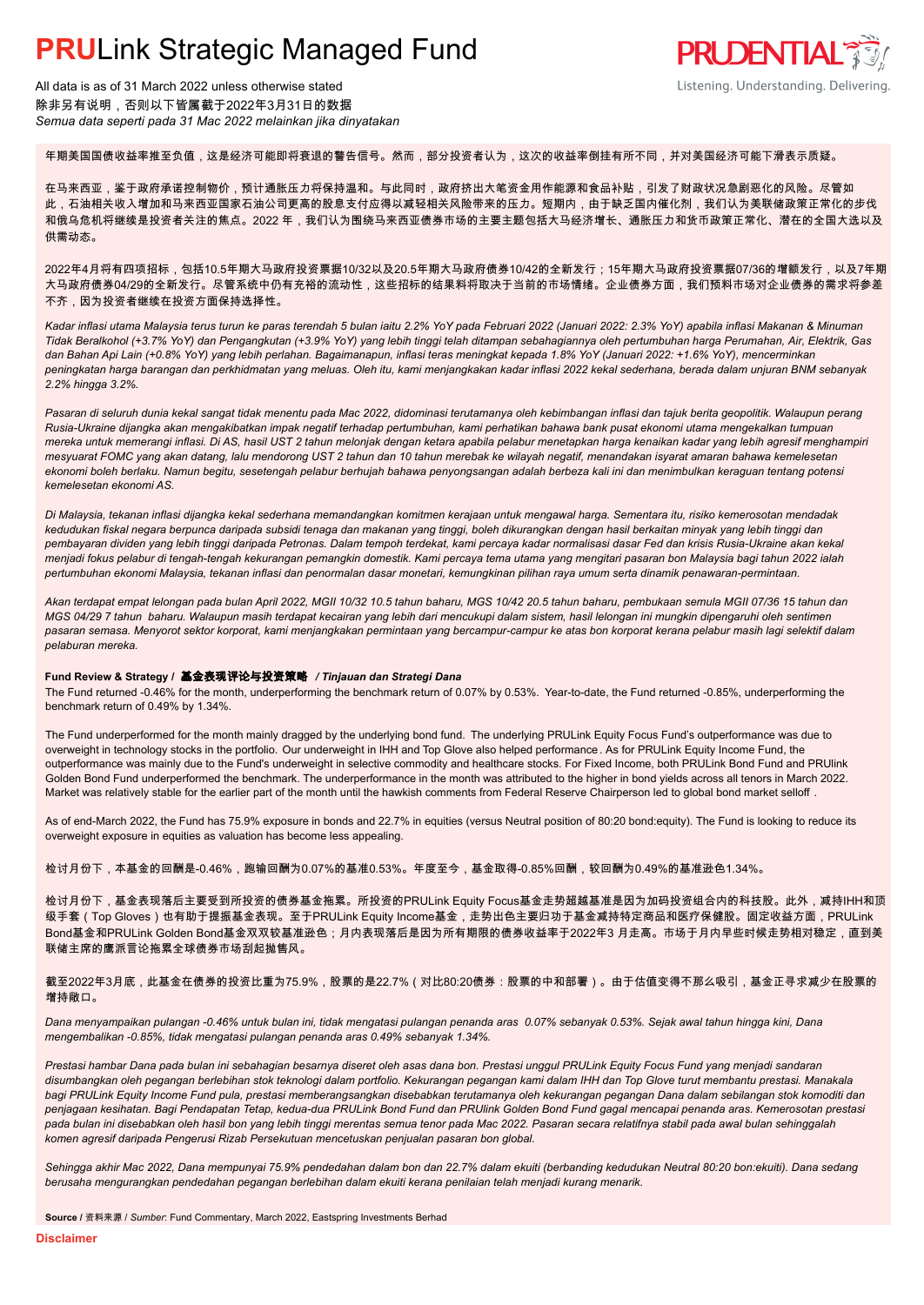# **PRU**Link Strategic Managed Fund

All data is as of 31 March 2022 unless otherwise stated
除非另有说明，否则以下皆属截于2022年3月31日的数据
*Semua data seperti pada 31 Mac 2022 melainkan jika dinyatakan*

年期美国国债收益率推至负值，这是经济可能即将衰退的警告信号。然而，部分投资者认为，这次的收益率倒挂有所不同，并对美国经济可能下滑表示质疑。

在马来西亚，鉴于政府承诺控制物价，预计通胀压力将保持温和。与此同时，政府挤出大笔资金用作能源和食品补贴，引发了财政状况急剧恶化的风险。尽管如此，石油相关收入增加和马来西亚国家石油公司更高的股息支付应得以减轻相关风险带来的压力。短期内，由于缺乏国内催化剂，我们认为美联储政策正常化的步伐和俄乌危机将继续是投资者关注的焦点。2022 年，我们认为围绕马来西亚债券市场的主要主题包括大马经济增长、通胀压力和货币政策正常化、潜在的全国大选以及供需动态。

2022年4月将有四项招标，包括10.5年期大马政府投资票据10/32以及20.5年期大马政府债券10/42的全新发行；15年期大马政府投资票据07/36的增额发行，以及7年期大马政府债券04/29的全新发行。尽管系统中仍有充裕的流动性，这些招标的结果料将取决于当前的市场情绪。企业债券方面，我们预料市场对企业债券的需求将参差不齐，因为投资者继续在投资方面保持选择性。

*Kadar inflasi utama Malaysia terus turun ke paras terendah 5 bulan iaitu 2.2% YoY pada Februari 2022 (Januari 2022: 2.3% YoY) apabila inflasi Makanan & Minuman Tidak Beralkohol (+3.7% YoY) dan Pengangkutan (+3.9% YoY) yang lebih tinggi telah ditampan sebahagiannya oleh pertumbuhan harga Perumahan, Air, Elektrik, Gas dan Bahan Api Lain (+0.8% YoY) yang lebih perlahan. Bagaimanapun, inflasi teras meningkat kepada 1.8% YoY (Januari 2022: +1.6% YoY), mencerminkan peningkatan harga barangan dan perkhidmatan yang meluas. Oleh itu, kami menjangkakan kadar inflasi 2022 kekal sederhana, berada dalam unjuran BNM sebanyak 2.2% hingga 3.2%.*

*Pasaran di seluruh dunia kekal sangat tidak menentu pada Mac 2022, didominasi terutamanya oleh kebimbangan inflasi dan tajuk berita geopolitik. Walaupun perang Rusia-Ukraine dijangka akan mengakibatkan impak negatif terhadap pertumbuhan, kami perhatikan bahawa bank pusat ekonomi utama mengekalkan tumpuan mereka untuk memerangi inflasi. Di AS, hasil UST 2 tahun melonjak dengan ketara apabila pelabur menetapkan harga kenaikan kadar yang lebih agresif menghampiri mesyuarat FOMC yang akan datang, lalu mendorong UST 2 tahun dan 10 tahun merebak ke wilayah negatif, menandakan isyarat amaran bahawa kemelesetan ekonomi boleh berlaku. Namun begitu, setengah pelabur berhujah bahawa penyongsangan adalah berbeza kali ini dan menimbulkan keraguan tentang potensi kemelesetan ekonomi AS.*

*Di Malaysia, tekanan inflasi dijangka kekal sederhana memandangkan komitmen kerajaan untuk mengawal harga. Sementara itu, risiko kemerosotan mendadak kedudukan fiskal negara berpunca daripada subsidi tenaga dan makanan yang tinggi, boleh dikurangkan dengan hasil berkaitan minyak yang lebih tinggi dan pembayaran dividen yang lebih tinggi daripada Petronas. Dalam tempoh terdekat, kami percaya kadar normalisasi dasar Fed dan krisis Rusia-Ukraine akan kekal menjadi fokus pelabur di tengah-tengah kekurangan pemangkin domestik. Kami percaya tema utama yang mengitari pasaran bon Malaysia bagi tahun 2022 ialah pertumbuhan ekonomi Malaysia, tekanan inflasi dan penormalan dasar monetari, kemungkinan pilihan raya umum serta dinamik penawaran-permintaan.*

*Akan terdapat empat lelongan pada bulan April 2022, MGII 10/32 10.5 tahun baharu, MGS 10/42 20.5 tahun baharu, pembukaan semula MGII 07/36 15 tahun dan MGS 04/29 7 tahun baharu. Walaupun masih terdapat kecairan yang lebih dari mencukupi dalam sistem, hasil lelongan ini mungkin dipengaruhi oleh sentimen pasaran semasa. Menyorot sektor korporat, kami menjangkakan permintaan yang bercampur-campur ke atas bon korporat kerana pelabur masih lagi selektif dalam pelaburan mereka.*

**Fund Review & Strategy / 基金表现评论与投资策略** ***/ Tinjauan dan Strategi Dana***

The Fund returned -0.46% for the month, underperforming the benchmark return of 0.07% by 0.53%. Year-to-date, the Fund returned -0.85%, underperforming the benchmark return of 0.49% by 1.34%.

The Fund underperformed for the month mainly dragged by the underlying bond fund. The underlying PRULink Equity Focus Fund's outperformance was due to overweight in technology stocks in the portfolio. Our underweight in IHH and Top Glove also helped performance. As for PRULink Equity Income Fund, the outperformance was mainly due to the Fund's underweight in selective commodity and healthcare stocks. For Fixed Income, both PRULink Bond Fund and PRUlink Golden Bond Fund underperformed the benchmark. The underperformance in the month was attributed to the higher in bond yields across all tenors in March 2022. Market was relatively stable for the earlier part of the month until the hawkish comments from Federal Reserve Chairperson led to global bond market selloff.

As of end-March 2022, the Fund has 75.9% exposure in bonds and 22.7% in equities (versus Neutral position of 80:20 bond:equity). The Fund is looking to reduce its overweight exposure in equities as valuation has become less appealing.

检讨月份下，本基金的回酬是-0.46%，跑输回酬为0.07%的基准0.53%。年度至今，基金取得-0.85%回酬，较回酬为0.49%的基准逊色1.34%。

检讨月份下，基金表现落后主要受到所投资的债券基金拖累。所投资的PRULink Equity Focus基金走势超越基准是因为加码投资组合内的科技股。此外，减持IHH和顶级手套（Top Gloves）也有助于提振基金表现。至于PRULink Equity Income基金，走势出色主要归功于基金减持特定商品和医疗保健股。固定收益方面，PRULink Bond基金和PRULink Golden Bond基金双双较基准逊色；月内表现落后是因为所有期限的债券收益率于2022年3 月走高。市场于月内早些时候走势相对稳定，直到美联储主席的鹰派言论拖累全球债券市场刮起抛售风。

截至2022年3月底，此基金在债券的投资比重为75.9%，股票的是22.7%（对比80:20债券：股票的中和部署）。由于估值变得不那么吸引，基金正寻求减少在股票的增持敞口。

*Dana menyampaikan pulangan -0.46% untuk bulan ini, tidak mengatasi pulangan penanda aras 0.07% sebanyak 0.53%. Sejak awal tahun hingga kini, Dana mengembalikan -0.85%, tidak mengatasi pulangan penanda aras 0.49% sebanyak 1.34%.*

*Prestasi hambar Dana pada bulan ini sebahagian besarnya diseret oleh asas dana bon. Prestasi unggul PRULink Equity Focus Fund yang menjadi sandaran disumbangkan oleh pegangan berlebihan stok teknologi dalam portfolio. Kekurangan pegangan kami dalam IHH dan Top Glove turut membantu prestasi. Manakala bagi PRULink Equity Income Fund pula, prestasi memberangsangkan disebabkan terutamanya oleh kekurangan pegangan Dana dalam sebilangan stok komoditi dan penjagaan kesihatan. Bagi Pendapatan Tetap, kedua-dua PRULink Bond Fund dan PRUlink Golden Bond Fund gagal mencapai penanda aras. Kemerosotan prestasi pada bulan ini disebabkan oleh hasil bon yang lebih tinggi merentas semua tenor pada Mac 2022. Pasaran secara relatifnya stabil pada awal bulan sehinggalah komen agresif daripada Pengerusi Rizab Persekutuan mencetuskan penjualan pasaran bon global.*

*Sehingga akhir Mac 2022, Dana mempunyai 75.9% pendedahan dalam bon dan 22.7% dalam ekuiti (berbanding kedudukan Neutral 80:20 bon:ekuiti). Dana sedang berusaha mengurangkan pendedahan pegangan berlebihan dalam ekuiti kerana penilaian telah menjadi kurang menarik.*

**Source** / 资料来源 / *Sumber*: Fund Commentary, March 2022, Eastspring Investments Berhad

**Disclaimer**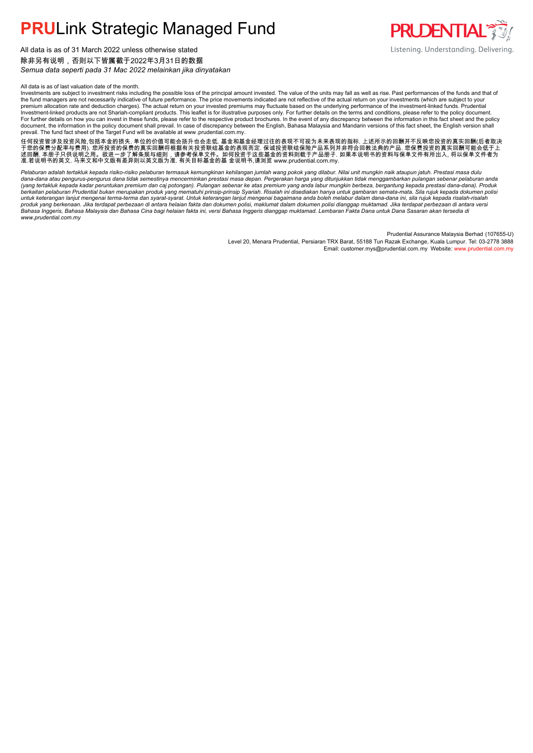# PRULink Strategic Managed Fund

All data is as of 31 March 2022 unless otherwise stated

除非另有说明，否则以下皆属截于2022年3月31日的数据

*Semua data seperti pada 31 Mac 2022 melainkan jika dinyatakan*

PRUDENTIAL

Listening. Understanding. Delivering.

All data is as of last valuation date of the month.
Investments are subject to investment risks including the possible loss of the principal amount invested. The value of the units may fall as well as rise. Past performances of the funds and that of the fund managers are not necessarily indicative of future performance. The price movements indicated are not reflective of the actual return on your investments (which are subject to your premium allocation rate and deduction charges). The actual return on your invested premiums may fluctuate based on the underlying performance of the investment-linked funds. Prudential Investment-linked products are not Shariah-compliant products. This leaflet is for illustrative purposes only. For further details on the terms and conditions, please refer to the policy document. For further details on how you can invest in these funds, please refer to the respective product brochures. In the event of any discrepancy between the information in this fact sheet and the policy document, the information in the policy document shall prevail. In case of discrepancy between the English, Bahasa Malaysia and Mandarin versions of this fact sheet, the English version shall prevail. The fund fact sheet of the Target Fund will be available at www .prudential.com.my.

任何投资皆涉及投资风险,包括本金的损失. 单位的价值可能会扬升也会走低. 基金和基金经理过往的表现不可视为未来表现的指标. 上述所示的回酬并不反映您投资的真实回酬(后者取决于您的保费分配率与费用). 您所投资的保费的真实回酬将根据有关投资联结基金的表现而定. 保诚投资联结保险产品系列并非符合回教法典的产品. 您保费投资的真实回酬可能会低于上述回酬. 本册子只供说明之用。欲进一步了解条规与细则，请参考保单文件。如何投资于这些基金的资料则载于产品册子. 如果本说明书的资料与保单文件有所出入, 将以保单文件者为准.若说明书的英文. 马来文和中文版有差异则以英文版为准. 有关目标基金的基 金说明书,请浏览 www.prudential.com.my.

*Pelaburan adalah tertakluk kepada risiko-risiko pelaburan termasuk kemungkinan kehilangan jumlah wang pokok yang dilabur. Nilai unit mungkin naik ataupun jatuh. Prestasi masa dulu dana-dana atau pengurus-pengurus dana tidak semestinya mencerminkan prestasi masa depan. Pergerakan harga yang ditunjukkan tidak menggambarkan pulangan sebenar pelaburan anda (yang tertakluk kepada kadar peruntukan premium dan caj potongan). Pulangan sebenar ke atas premium yang anda labur mungkin berbeza, bergantung kepada prestasi dana-dana). Produk berkaitan pelaburan Prudential bukan merupakan produk yang mematuhi prinsip-prinsip Syariah. Risalah ini disediakan hanya untuk gambaran semata-mata. Sila rujuk kepada dokumen polisi untuk keterangan lanjut mengenai terma-terma dan syarat-syarat. Untuk keterangan lanjut mengenai bagaimana anda boleh melabur dalam dana-dana ini, sila rujuk kepada risalah-risalah produk yang berkenaan. Jika terdapat perbezaan di antara helaian fakta dan dokumen polisi, maklumat dalam dokumen polisi dianggap muktamad. Jika terdapat perbezaan di antara versi Bahasa Inggeris, Bahasa Malaysia dan Bahasa Cina bagi helaian fakta ini, versi Bahasa Inggeris dianggap muktamad. Lembaran Fakta Dana untuk Dana Sasaran akan tersedia di www.prudential.com.my*

Prudential Assurance Malaysia Berhad (107655-U)
Level 20, Menara Prudential, Persiaran TRX Barat, 55188 Tun Razak Exchange, Kuala Lumpur. Tel: 03-2778 3888
Email: customer.mys@prudential.com.my Website: www.prudential.com.my